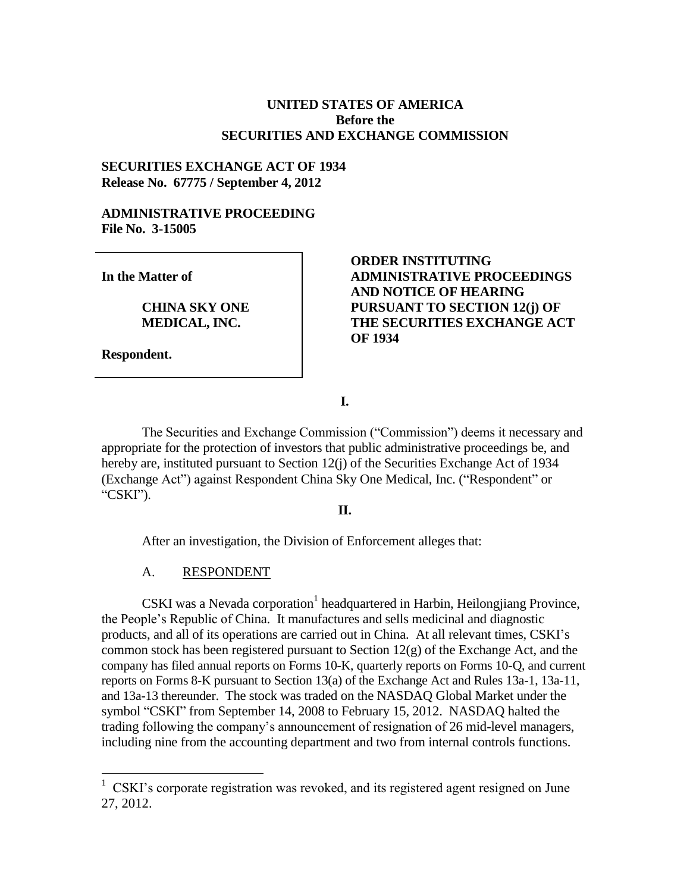**UNITED STATES OF AMERICA**
**Before the**
**SECURITIES AND EXCHANGE COMMISSION**

**SECURITIES EXCHANGE ACT OF 1934**
**Release No. 67775 / September 4, 2012**

**ADMINISTRATIVE PROCEEDING**
**File No. 3-15005**

| | |
|---|---|
| **In the Matter of**<br><br>**CHINA SKY ONE MEDICAL, INC.**<br><br>**Respondent.** | **ORDER INSTITUTING ADMINISTRATIVE PROCEEDINGS AND NOTICE OF HEARING PURSUANT TO SECTION 12(j) OF THE SECURITIES EXCHANGE ACT OF 1934** |

**I.**

The Securities and Exchange Commission ("Commission") deems it necessary and appropriate for the protection of investors that public administrative proceedings be, and hereby are, instituted pursuant to Section 12(j) of the Securities Exchange Act of 1934 (Exchange Act") against Respondent China Sky One Medical, Inc. ("Respondent" or "CSKI").

**II.**

After an investigation, the Division of Enforcement alleges that:

A. RESPONDENT

CSKI was a Nevada corporation[1] headquartered in Harbin, Heilongjiang Province, the People's Republic of China. It manufactures and sells medicinal and diagnostic products, and all of its operations are carried out in China. At all relevant times, CSKI's common stock has been registered pursuant to Section 12(g) of the Exchange Act, and the company has filed annual reports on Forms 10-K, quarterly reports on Forms 10-Q, and current reports on Forms 8-K pursuant to Section 13(a) of the Exchange Act and Rules 13a-1, 13a-11, and 13a-13 thereunder. The stock was traded on the NASDAQ Global Market under the symbol "CSKI" from September 14, 2008 to February 15, 2012. NASDAQ halted the trading following the company's announcement of resignation of 26 mid-level managers, including nine from the accounting department and two from internal controls functions.

[1] CSKI's corporate registration was revoked, and its registered agent resigned on June 27, 2012.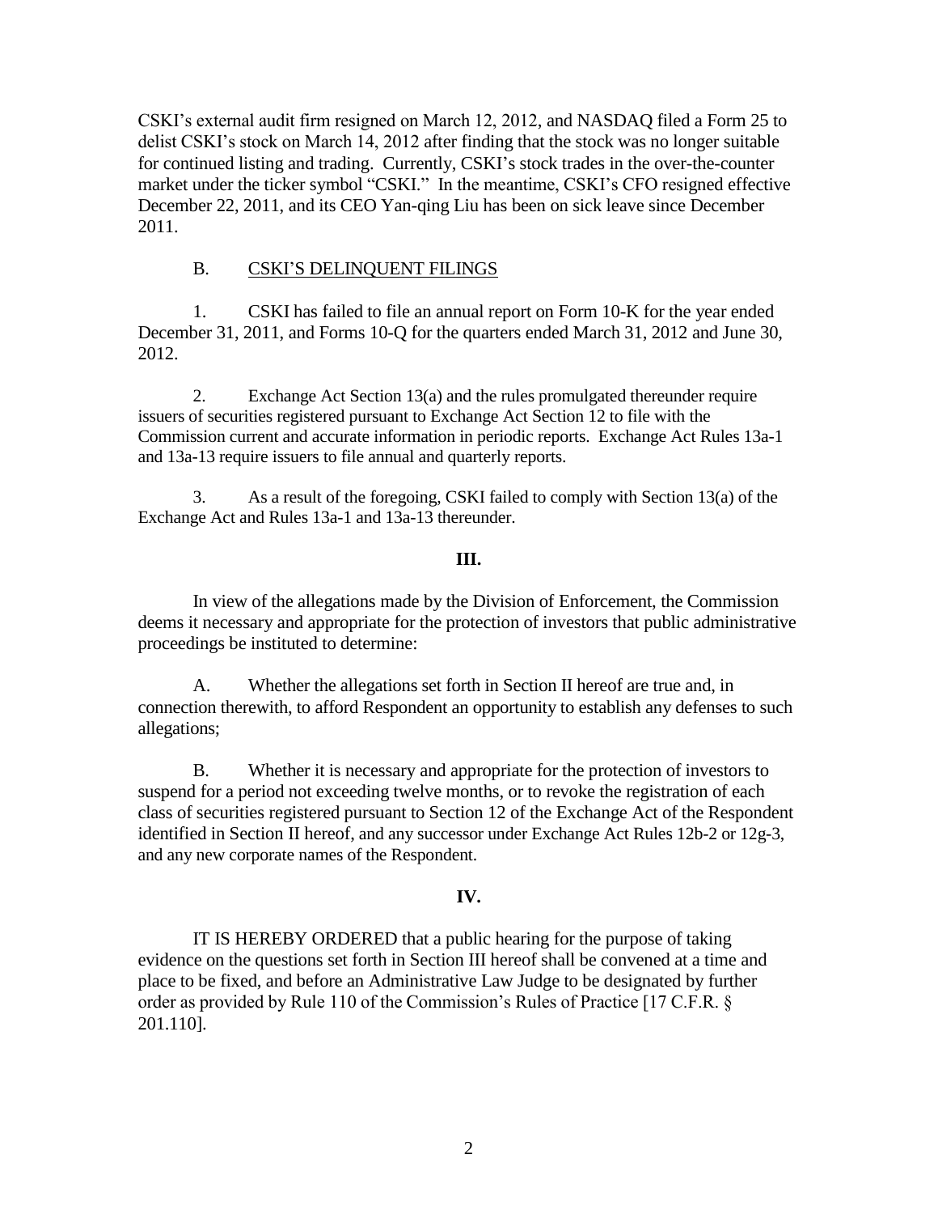CSKI's external audit firm resigned on March 12, 2012, and NASDAQ filed a Form 25 to delist CSKI's stock on March 14, 2012 after finding that the stock was no longer suitable for continued listing and trading. Currently, CSKI's stock trades in the over-the-counter market under the ticker symbol "CSKI." In the meantime, CSKI's CFO resigned effective December 22, 2011, and its CEO Yan-qing Liu has been on sick leave since December 2011.

B. CSKI'S DELINQUENT FILINGS

1. CSKI has failed to file an annual report on Form 10-K for the year ended December 31, 2011, and Forms 10-Q for the quarters ended March 31, 2012 and June 30, 2012.

2. Exchange Act Section 13(a) and the rules promulgated thereunder require issuers of securities registered pursuant to Exchange Act Section 12 to file with the Commission current and accurate information in periodic reports. Exchange Act Rules 13a-1 and 13a-13 require issuers to file annual and quarterly reports.

3. As a result of the foregoing, CSKI failed to comply with Section 13(a) of the Exchange Act and Rules 13a-1 and 13a-13 thereunder.

## III.

In view of the allegations made by the Division of Enforcement, the Commission deems it necessary and appropriate for the protection of investors that public administrative proceedings be instituted to determine:

A. Whether the allegations set forth in Section II hereof are true and, in connection therewith, to afford Respondent an opportunity to establish any defenses to such allegations;

B. Whether it is necessary and appropriate for the protection of investors to suspend for a period not exceeding twelve months, or to revoke the registration of each class of securities registered pursuant to Section 12 of the Exchange Act of the Respondent identified in Section II hereof, and any successor under Exchange Act Rules 12b-2 or 12g-3, and any new corporate names of the Respondent.

## IV.

IT IS HEREBY ORDERED that a public hearing for the purpose of taking evidence on the questions set forth in Section III hereof shall be convened at a time and place to be fixed, and before an Administrative Law Judge to be designated by further order as provided by Rule 110 of the Commission's Rules of Practice [17 C.F.R. § 201.110].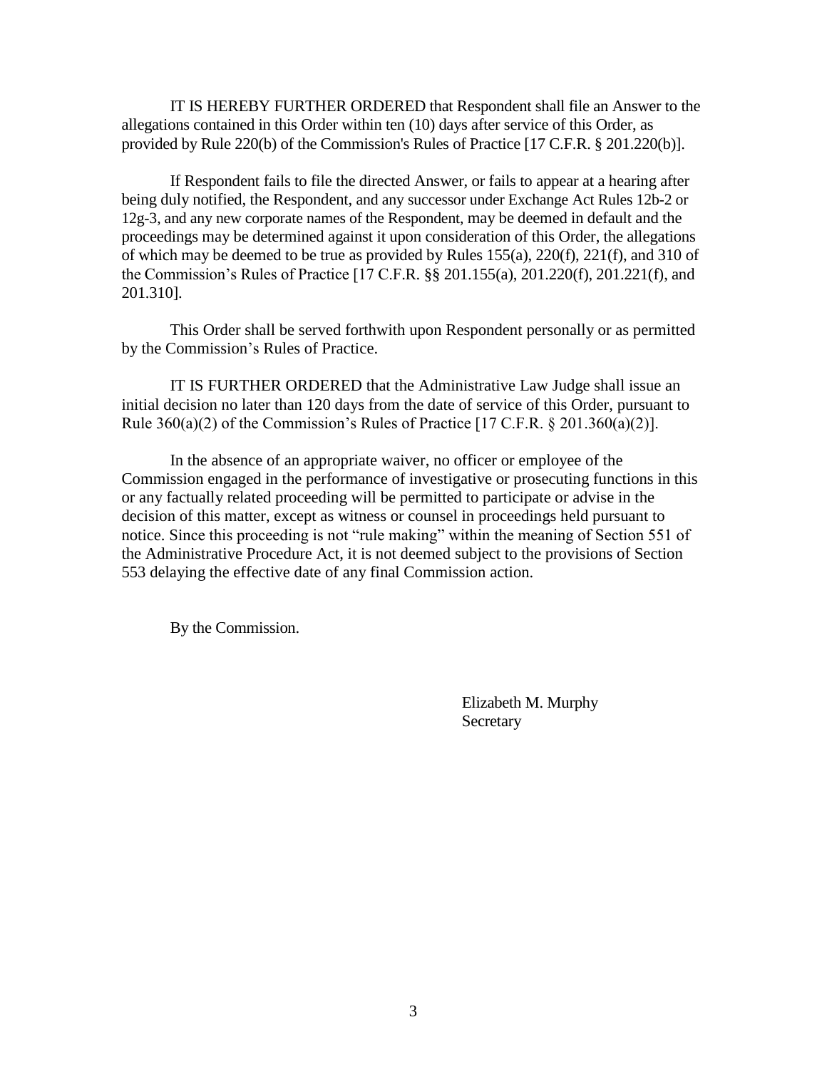IT IS HEREBY FURTHER ORDERED that Respondent shall file an Answer to the allegations contained in this Order within ten (10) days after service of this Order, as provided by Rule 220(b) of the Commission's Rules of Practice [17 C.F.R. § 201.220(b)].

If Respondent fails to file the directed Answer, or fails to appear at a hearing after being duly notified, the Respondent, and any successor under Exchange Act Rules 12b-2 or 12g-3, and any new corporate names of the Respondent, may be deemed in default and the proceedings may be determined against it upon consideration of this Order, the allegations of which may be deemed to be true as provided by Rules 155(a), 220(f), 221(f), and 310 of the Commission's Rules of Practice [17 C.F.R. §§ 201.155(a), 201.220(f), 201.221(f), and 201.310].

This Order shall be served forthwith upon Respondent personally or as permitted by the Commission's Rules of Practice.

IT IS FURTHER ORDERED that the Administrative Law Judge shall issue an initial decision no later than 120 days from the date of service of this Order, pursuant to Rule 360(a)(2) of the Commission's Rules of Practice [17 C.F.R. § 201.360(a)(2)].

In the absence of an appropriate waiver, no officer or employee of the Commission engaged in the performance of investigative or prosecuting functions in this or any factually related proceeding will be permitted to participate or advise in the decision of this matter, except as witness or counsel in proceedings held pursuant to notice. Since this proceeding is not "rule making" within the meaning of Section 551 of the Administrative Procedure Act, it is not deemed subject to the provisions of Section 553 delaying the effective date of any final Commission action.

By the Commission.

Elizabeth M. Murphy
Secretary